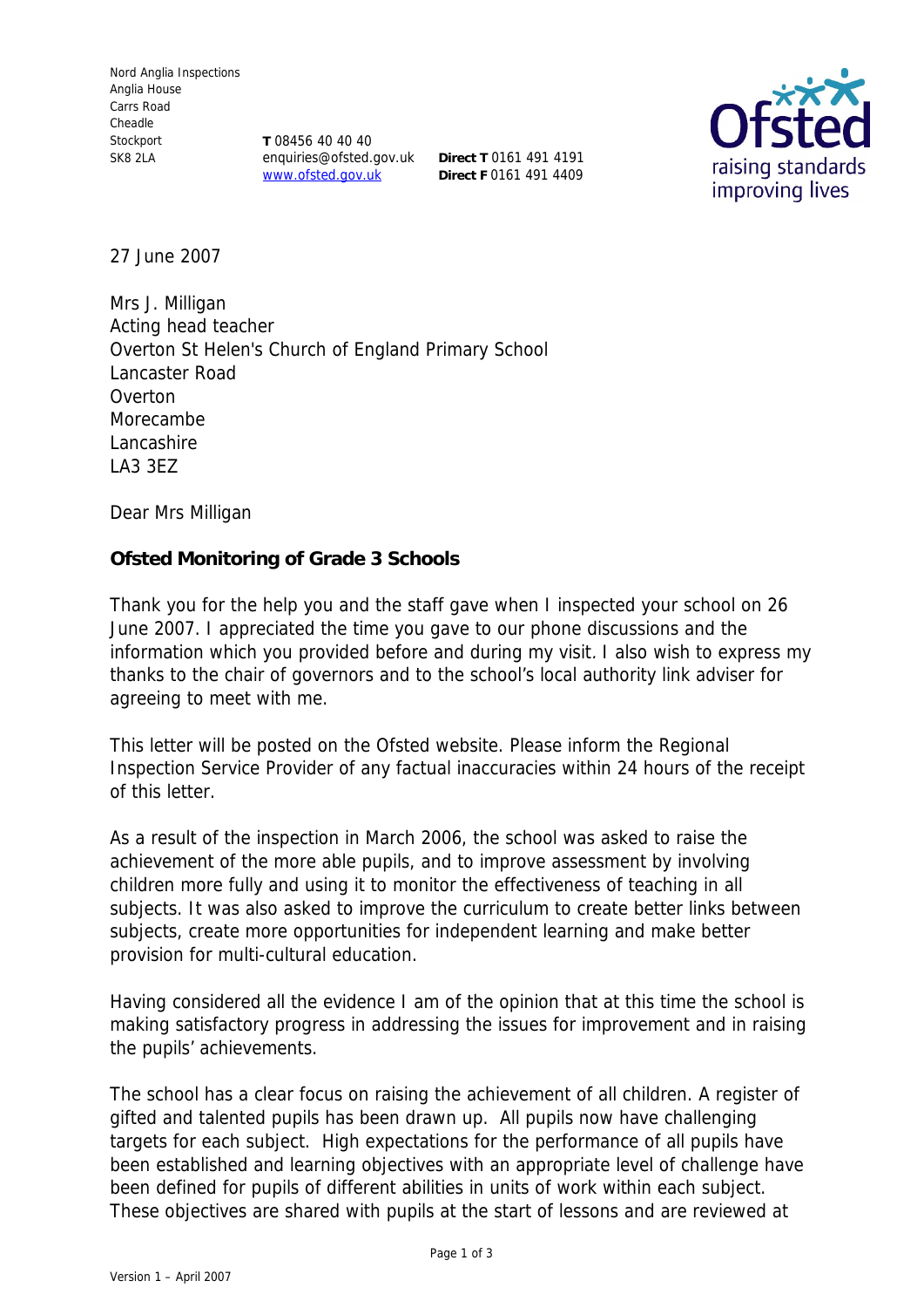Nord Anglia Inspections
Anglia House
Carrs Road
Cheadle
Stockport
SK8 2LA

**T** 08456 40 40 40
enquiries@ofsted.gov.uk
www.ofsted.gov.uk

**Direct T** 0161 491 4191
**Direct F** 0161 491 4409

27 June 2007

Mrs J. Milligan
Acting head teacher
Overton St Helen's Church of England Primary School
Lancaster Road
Overton
Morecambe
Lancashire
LA3 3EZ

Dear Mrs Milligan

**Ofsted Monitoring of Grade 3 Schools**

Thank you for the help you and the staff gave when I inspected your school on 26 June 2007. I appreciated the time you gave to our phone discussions and the information which you provided before and during my visit. I also wish to express my thanks to the chair of governors and to the school's local authority link adviser for agreeing to meet with me.

This letter will be posted on the Ofsted website. Please inform the Regional Inspection Service Provider of any factual inaccuracies within 24 hours of the receipt of this letter.

As a result of the inspection in March 2006, the school was asked to raise the achievement of the more able pupils, and to improve assessment by involving children more fully and using it to monitor the effectiveness of teaching in all subjects. It was also asked to improve the curriculum to create better links between subjects, create more opportunities for independent learning and make better provision for multi-cultural education.

Having considered all the evidence I am of the opinion that at this time the school is making satisfactory progress in addressing the issues for improvement and in raising the pupils' achievements.

The school has a clear focus on raising the achievement of all children. A register of gifted and talented pupils has been drawn up. All pupils now have challenging targets for each subject. High expectations for the performance of all pupils have been established and learning objectives with an appropriate level of challenge have been defined for pupils of different abilities in units of work within each subject. These objectives are shared with pupils at the start of lessons and are reviewed at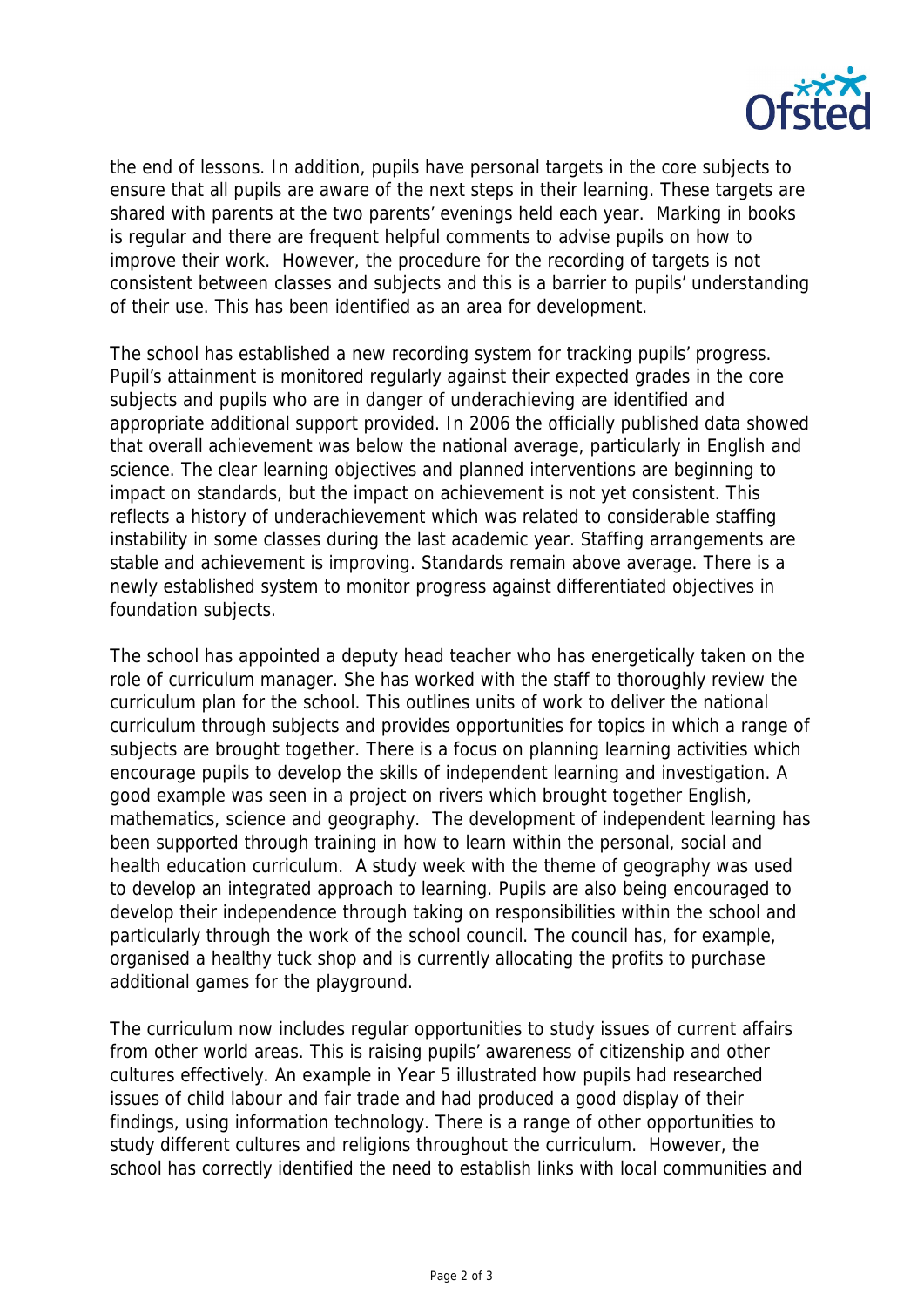the end of lessons. In addition, pupils have personal targets in the core subjects to ensure that all pupils are aware of the next steps in their learning. These targets are shared with parents at the two parents' evenings held each year. Marking in books is regular and there are frequent helpful comments to advise pupils on how to improve their work. However, the procedure for the recording of targets is not consistent between classes and subjects and this is a barrier to pupils' understanding of their use. This has been identified as an area for development.

The school has established a new recording system for tracking pupils' progress. Pupil's attainment is monitored regularly against their expected grades in the core subjects and pupils who are in danger of underachieving are identified and appropriate additional support provided. In 2006 the officially published data showed that overall achievement was below the national average, particularly in English and science. The clear learning objectives and planned interventions are beginning to impact on standards, but the impact on achievement is not yet consistent. This reflects a history of underachievement which was related to considerable staffing instability in some classes during the last academic year. Staffing arrangements are stable and achievement is improving. Standards remain above average. There is a newly established system to monitor progress against differentiated objectives in foundation subjects.

The school has appointed a deputy head teacher who has energetically taken on the role of curriculum manager. She has worked with the staff to thoroughly review the curriculum plan for the school. This outlines units of work to deliver the national curriculum through subjects and provides opportunities for topics in which a range of subjects are brought together. There is a focus on planning learning activities which encourage pupils to develop the skills of independent learning and investigation. A good example was seen in a project on rivers which brought together English, mathematics, science and geography. The development of independent learning has been supported through training in how to learn within the personal, social and health education curriculum. A study week with the theme of geography was used to develop an integrated approach to learning. Pupils are also being encouraged to develop their independence through taking on responsibilities within the school and particularly through the work of the school council. The council has, for example, organised a healthy tuck shop and is currently allocating the profits to purchase additional games for the playground.

The curriculum now includes regular opportunities to study issues of current affairs from other world areas. This is raising pupils' awareness of citizenship and other cultures effectively. An example in Year 5 illustrated how pupils had researched issues of child labour and fair trade and had produced a good display of their findings, using information technology. There is a range of other opportunities to study different cultures and religions throughout the curriculum. However, the school has correctly identified the need to establish links with local communities and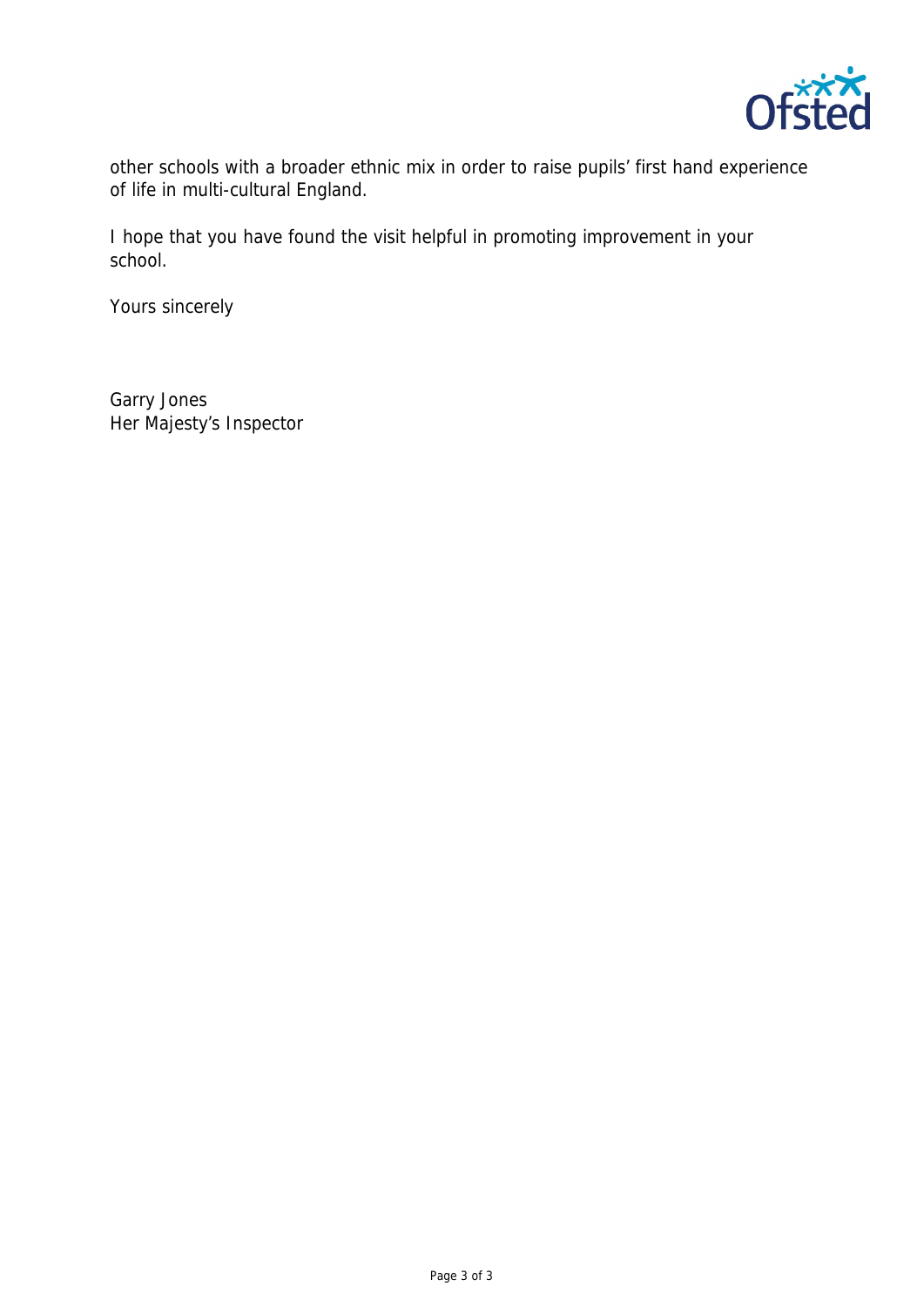other schools with a broader ethnic mix in order to raise pupils' first hand experience of life in multi-cultural England.

I hope that you have found the visit helpful in promoting improvement in your school.

Yours sincerely

Garry Jones
Her Majesty's Inspector